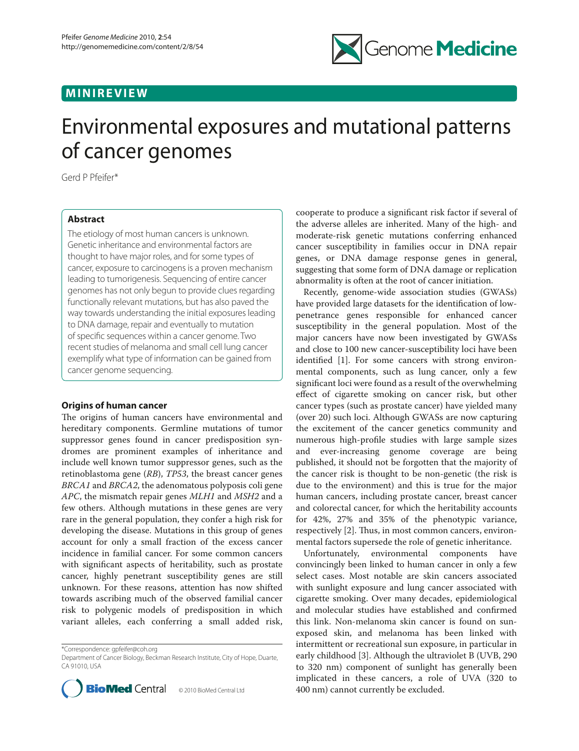MINIREVIEW

# Environmental exposures and mutational patterns of cancer genomes

Gerd P Pfeifer*

## Abstract

The etiology of most human cancers is unknown. Genetic inheritance and environmental factors are thought to have major roles, and for some types of cancer, exposure to carcinogens is a proven mechanism leading to tumorigenesis. Sequencing of entire cancer genomes has not only begun to provide clues regarding functionally relevant mutations, but has also paved the way towards understanding the initial exposures leading to DNA damage, repair and eventually to mutation of specific sequences within a cancer genome. Two recent studies of melanoma and small cell lung cancer exemplify what type of information can be gained from cancer genome sequencing.

## Origins of human cancer

The origins of human cancers have environmental and hereditary components. Germline mutations of tumor suppressor genes found in cancer predisposition syndromes are prominent examples of inheritance and include well known tumor suppressor genes, such as the retinoblastoma gene (*RB*), *TP53*, the breast cancer genes *BRCA1* and *BRCA2*, the adenomatous polyposis coli gene *APC*, the mismatch repair genes *MLH1* and *MSH2* and a few others. Although mutations in these genes are very rare in the general population, they confer a high risk for developing the disease. Mutations in this group of genes account for only a small fraction of the excess cancer incidence in familial cancer. For some common cancers with significant aspects of heritability, such as prostate cancer, highly penetrant susceptibility genes are still unknown. For these reasons, attention has now shifted towards ascribing much of the observed familial cancer risk to polygenic models of predisposition in which variant alleles, each conferring a small added risk, cooperate to produce a significant risk factor if several of the adverse alleles are inherited. Many of the high- and moderate-risk genetic mutations conferring enhanced cancer susceptibility in families occur in DNA repair genes, or DNA damage response genes in general, suggesting that some form of DNA damage or replication abnormality is often at the root of cancer initiation.

Recently, genome-wide association studies (GWASs) have provided large datasets for the identification of low-penetrance genes responsible for enhanced cancer susceptibility in the general population. Most of the major cancers have now been investigated by GWASs and close to 100 new cancer-susceptibility loci have been identified [1]. For some cancers with strong environmental components, such as lung cancer, only a few significant loci were found as a result of the overwhelming effect of cigarette smoking on cancer risk, but other cancer types (such as prostate cancer) have yielded many (over 20) such loci. Although GWASs are now capturing the excitement of the cancer genetics community and numerous high-profile studies with large sample sizes and ever-increasing genome coverage are being published, it should not be forgotten that the majority of the cancer risk is thought to be non-genetic (the risk is due to the environment) and this is true for the major human cancers, including prostate cancer, breast cancer and colorectal cancer, for which the heritability accounts for 42%, 27% and 35% of the phenotypic variance, respectively [2]. Thus, in most common cancers, environmental factors supersede the role of genetic inheritance.

Unfortunately, environmental components have convincingly been linked to human cancer in only a few select cases. Most notable are skin cancers associated with sunlight exposure and lung cancer associated with cigarette smoking. Over many decades, epidemiological and molecular studies have established and confirmed this link. Non-melanoma skin cancer is found on sun-exposed skin, and melanoma has been linked with intermittent or recreational sun exposure, in particular in early childhood [3]. Although the ultraviolet B (UVB, 290 to 320 nm) component of sunlight has generally been implicated in these cancers, a role of UVA (320 to 400 nm) cannot currently be excluded.

*Correspondence: gpfeifer@coh.org
Department of Cancer Biology, Beckman Research Institute, City of Hope, Duarte, CA 91010, USA

© 2010 BioMed Central Ltd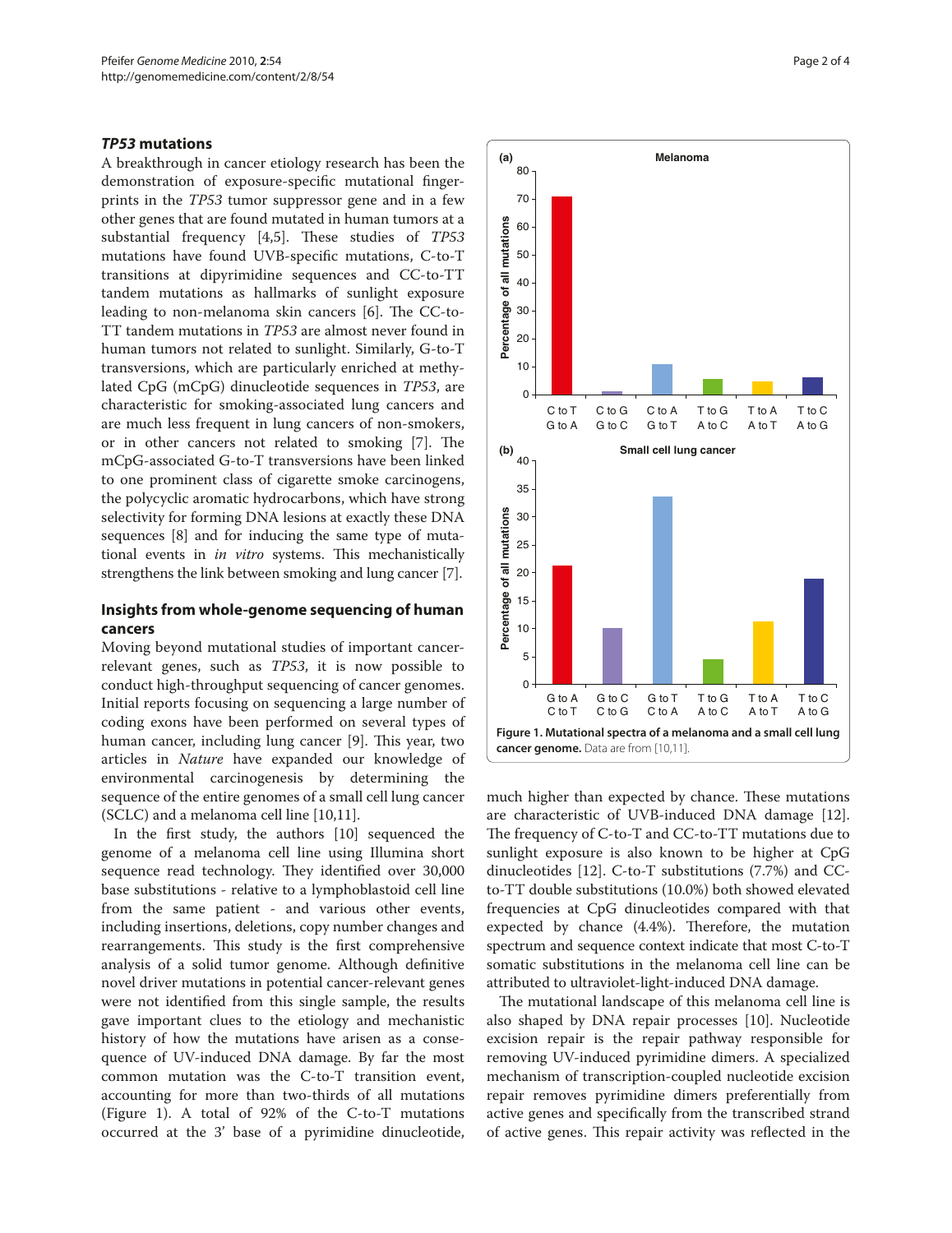### *TP53* mutations

A breakthrough in cancer etiology research has been the demonstration of exposure-specific mutational fingerprints in the *TP53* tumor suppressor gene and in a few other genes that are found mutated in human tumors at a substantial frequency [4,5]. These studies of *TP53* mutations have found UVB-specific mutations, C-to-T transitions at dipyrimidine sequences and CC-to-TT tandem mutations as hallmarks of sunlight exposure leading to non-melanoma skin cancers [6]. The CC-to-TT tandem mutations in *TP53* are almost never found in human tumors not related to sunlight. Similarly, G-to-T transversions, which are particularly enriched at methylated CpG (mCpG) dinucleotide sequences in *TP53*, are characteristic for smoking-associated lung cancers and are much less frequent in lung cancers of non-smokers, or in other cancers not related to smoking [7]. The mCpG-associated G-to-T transversions have been linked to one prominent class of cigarette smoke carcinogens, the polycyclic aromatic hydrocarbons, which have strong selectivity for forming DNA lesions at exactly these DNA sequences [8] and for inducing the same type of mutational events in *in vitro* systems. This mechanistically strengthens the link between smoking and lung cancer [7].

### Insights from whole-genome sequencing of human cancers

Moving beyond mutational studies of important cancer-relevant genes, such as *TP53*, it is now possible to conduct high-throughput sequencing of cancer genomes. Initial reports focusing on sequencing a large number of coding exons have been performed on several types of human cancer, including lung cancer [9]. This year, two articles in *Nature* have expanded our knowledge of environmental carcinogenesis by determining the sequence of the entire genomes of a small cell lung cancer (SCLC) and a melanoma cell line [10,11].

In the first study, the authors [10] sequenced the genome of a melanoma cell line using Illumina short sequence read technology. They identified over 30,000 base substitutions - relative to a lymphoblastoid cell line from the same patient - and various other events, including insertions, deletions, copy number changes and rearrangements. This study is the first comprehensive analysis of a solid tumor genome. Although definitive novel driver mutations in potential cancer-relevant genes were not identified from this single sample, the results gave important clues to the etiology and mechanistic history of how the mutations have arisen as a consequence of UV-induced DNA damage. By far the most common mutation was the C-to-T transition event, accounting for more than two-thirds of all mutations (Figure 1). A total of 92% of the C-to-T mutations occurred at the 3′ base of a pyrimidine dinucleotide, much higher than expected by chance. These mutations are characteristic of UVB-induced DNA damage [12]. The frequency of C-to-T and CC-to-TT mutations due to sunlight exposure is also known to be higher at CpG dinucleotides [12]. C-to-T substitutions (7.7%) and CC-to-TT double substitutions (10.0%) both showed elevated frequencies at CpG dinucleotides compared with that expected by chance (4.4%). Therefore, the mutation spectrum and sequence context indicate that most C-to-T somatic substitutions in the melanoma cell line can be attributed to ultraviolet-light-induced DNA damage.

**Figure 1. Mutational spectra of a melanoma and a small cell lung cancer genome.** Data are from [10,11].

The mutational landscape of this melanoma cell line is also shaped by DNA repair processes [10]. Nucleotide excision repair is the repair pathway responsible for removing UV-induced pyrimidine dimers. A specialized mechanism of transcription-coupled nucleotide excision repair removes pyrimidine dimers preferentially from active genes and specifically from the transcribed strand of active genes. This repair activity was reflected in the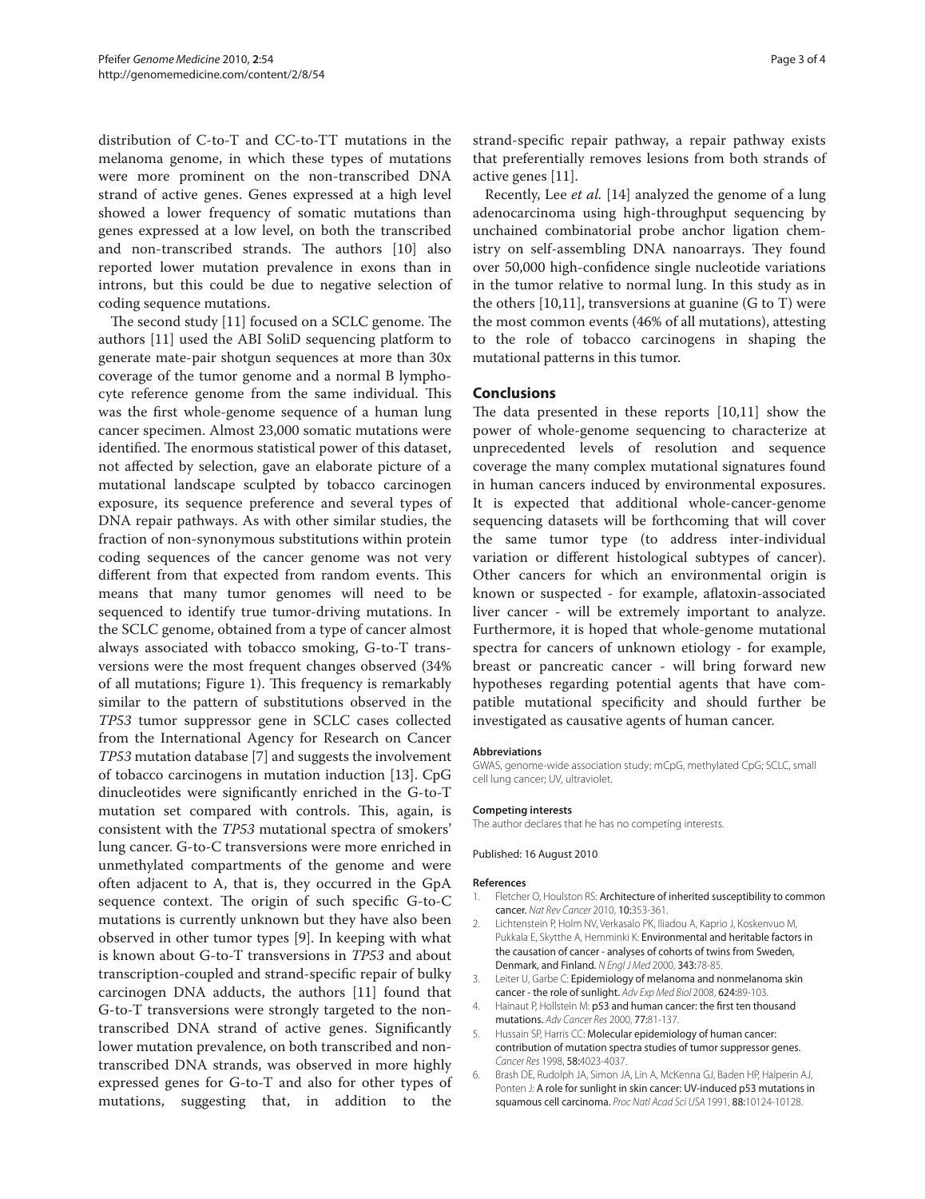distribution of C-to-T and CC-to-TT mutations in the melanoma genome, in which these types of mutations were more prominent on the non-transcribed DNA strand of active genes. Genes expressed at a high level showed a lower frequency of somatic mutations than genes expressed at a low level, on both the transcribed and non-transcribed strands. The authors [10] also reported lower mutation prevalence in exons than in introns, but this could be due to negative selection of coding sequence mutations.

The second study [11] focused on a SCLC genome. The authors [11] used the ABI SoliD sequencing platform to generate mate-pair shotgun sequences at more than 30x coverage of the tumor genome and a normal B lymphocyte reference genome from the same individual. This was the first whole-genome sequence of a human lung cancer specimen. Almost 23,000 somatic mutations were identified. The enormous statistical power of this dataset, not affected by selection, gave an elaborate picture of a mutational landscape sculpted by tobacco carcinogen exposure, its sequence preference and several types of DNA repair pathways. As with other similar studies, the fraction of non-synonymous substitutions within protein coding sequences of the cancer genome was not very different from that expected from random events. This means that many tumor genomes will need to be sequenced to identify true tumor-driving mutations. In the SCLC genome, obtained from a type of cancer almost always associated with tobacco smoking, G-to-T transversions were the most frequent changes observed (34% of all mutations; Figure 1). This frequency is remarkably similar to the pattern of substitutions observed in the *TP53* tumor suppressor gene in SCLC cases collected from the International Agency for Research on Cancer *TP53* mutation database [7] and suggests the involvement of tobacco carcinogens in mutation induction [13]. CpG dinucleotides were significantly enriched in the G-to-T mutation set compared with controls. This, again, is consistent with the *TP53* mutational spectra of smokers' lung cancer. G-to-C transversions were more enriched in unmethylated compartments of the genome and were often adjacent to A, that is, they occurred in the GpA sequence context. The origin of such specific G-to-C mutations is currently unknown but they have also been observed in other tumor types [9]. In keeping with what is known about G-to-T transversions in *TP53* and about transcription-coupled and strand-specific repair of bulky carcinogen DNA adducts, the authors [11] found that G-to-T transversions were strongly targeted to the non-transcribed DNA strand of active genes. Significantly lower mutation prevalence, on both transcribed and non-transcribed DNA strands, was observed in more highly expressed genes for G-to-T and also for other types of mutations, suggesting that, in addition to the strand-specific repair pathway, a repair pathway exists that preferentially removes lesions from both strands of active genes [11].

Recently, Lee *et al.* [14] analyzed the genome of a lung adenocarcinoma using high-throughput sequencing by unchained combinatorial probe anchor ligation chemistry on self-assembling DNA nanoarrays. They found over 50,000 high-confidence single nucleotide variations in the tumor relative to normal lung. In this study as in the others [10,11], transversions at guanine (G to T) were the most common events (46% of all mutations), attesting to the role of tobacco carcinogens in shaping the mutational patterns in this tumor.

## Conclusions

The data presented in these reports [10,11] show the power of whole-genome sequencing to characterize at unprecedented levels of resolution and sequence coverage the many complex mutational signatures found in human cancers induced by environmental exposures. It is expected that additional whole-cancer-genome sequencing datasets will be forthcoming that will cover the same tumor type (to address inter-individual variation or different histological subtypes of cancer). Other cancers for which an environmental origin is known or suspected - for example, aflatoxin-associated liver cancer - will be extremely important to analyze. Furthermore, it is hoped that whole-genome mutational spectra for cancers of unknown etiology - for example, breast or pancreatic cancer - will bring forward new hypotheses regarding potential agents that have compatible mutational specificity and should further be investigated as causative agents of human cancer.

#### Abbreviations

GWAS, genome-wide association study; mCpG, methylated CpG; SCLC, small cell lung cancer; UV, ultraviolet.

#### Competing interests

The author declares that he has no competing interests.

Published: 16 August 2010

#### References

1. Fletcher O, Houlston RS: **Architecture of inherited susceptibility to common cancer.** *Nat Rev Cancer* 2010, **10:**353-361.
2. Lichtenstein P, Holm NV, Verkasalo PK, Iliadou A, Kaprio J, Koskenvuo M, Pukkala E, Skytthe A, Hemminki K: **Environmental and heritable factors in the causation of cancer - analyses of cohorts of twins from Sweden, Denmark, and Finland.** *N Engl J Med* 2000, **343:**78-85.
3. Leiter U, Garbe C: **Epidemiology of melanoma and nonmelanoma skin cancer - the role of sunlight.** *Adv Exp Med Biol* 2008, **624:**89-103.
4. Hainaut P, Hollstein M: **p53 and human cancer: the first ten thousand mutations.** *Adv Cancer Res* 2000, **77:**81-137.
5. Hussain SP, Harris CC: **Molecular epidemiology of human cancer: contribution of mutation spectra studies of tumor suppressor genes.** *Cancer Res* 1998, **58:**4023-4037.
6. Brash DE, Rudolph JA, Simon JA, Lin A, McKenna GJ, Baden HP, Halperin AJ, Ponten J: **A role for sunlight in skin cancer: UV-induced p53 mutations in squamous cell carcinoma.** *Proc Natl Acad Sci USA* 1991, **88:**10124-10128.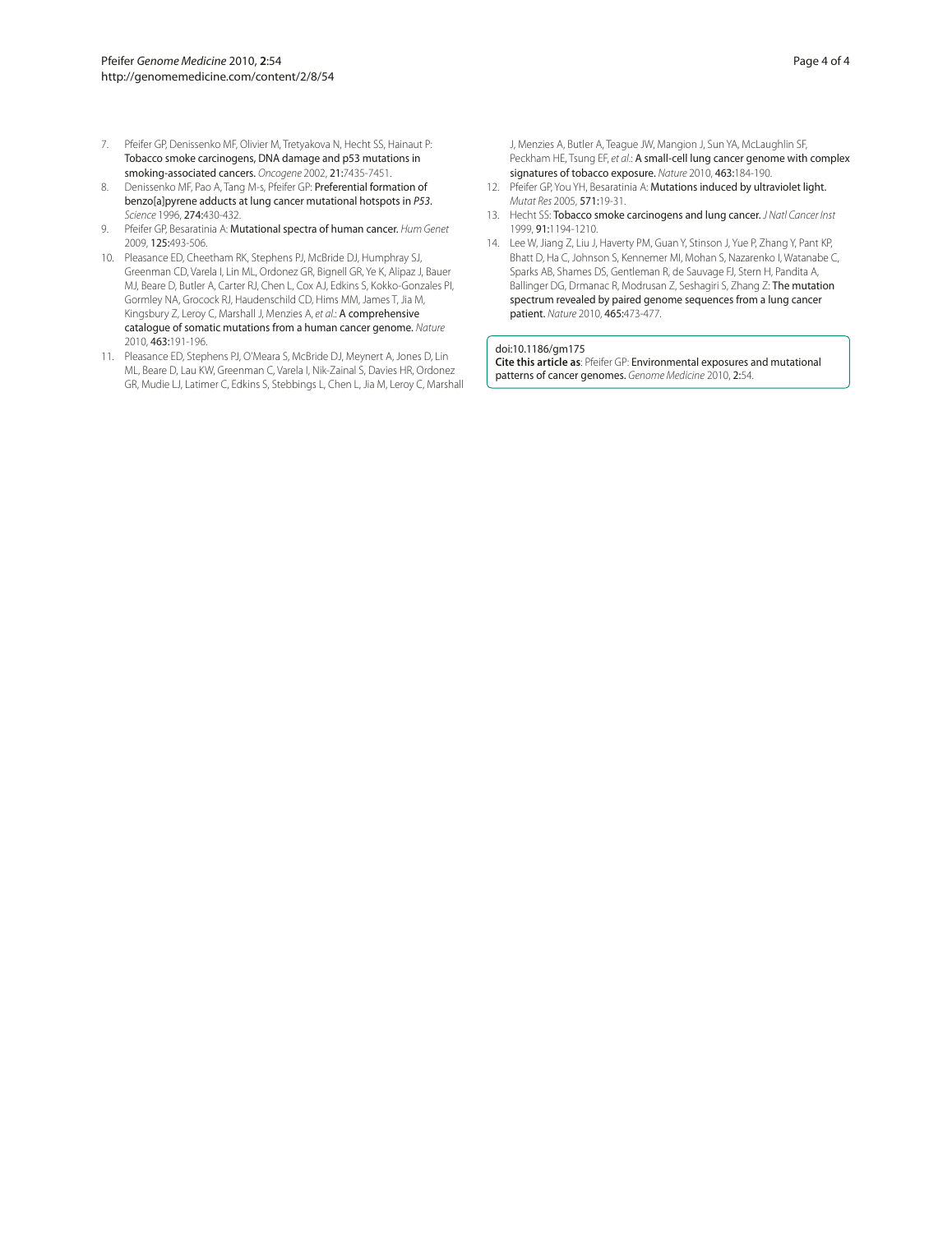7. Pfeifer GP, Denissenko MF, Olivier M, Tretyakova N, Hecht SS, Hainaut P: Tobacco smoke carcinogens, DNA damage and p53 mutations in smoking-associated cancers. *Oncogene* 2002, **21**:7435-7451.
8. Denissenko MF, Pao A, Tang M-s, Pfeifer GP: Preferential formation of benzo[a]pyrene adducts at lung cancer mutational hotspots in *P53*. *Science* 1996, **274**:430-432.
9. Pfeifer GP, Besaratinia A: Mutational spectra of human cancer. *Hum Genet* 2009, **125**:493-506.
10. Pleasance ED, Cheetham RK, Stephens PJ, McBride DJ, Humphray SJ, Greenman CD, Varela I, Lin ML, Ordonez GR, Bignell GR, Ye K, Alipaz J, Bauer MJ, Beare D, Butler A, Carter RJ, Chen L, Cox AJ, Edkins S, Kokko-Gonzales PI, Gormley NA, Grocock RJ, Haudenschild CD, Hims MM, James T, Jia M, Kingsbury Z, Leroy C, Marshall J, Menzies A, *et al.*: A comprehensive catalogue of somatic mutations from a human cancer genome. *Nature* 2010, **463**:191-196.
11. Pleasance ED, Stephens PJ, O'Meara S, McBride DJ, Meynert A, Jones D, Lin ML, Beare D, Lau KW, Greenman C, Varela I, Nik-Zainal S, Davies HR, Ordonez GR, Mudie LJ, Latimer C, Edkins S, Stebbings L, Chen L, Jia M, Leroy C, Marshall J, Menzies A, Butler A, Teague JW, Mangion J, Sun YA, McLaughlin SF, Peckham HE, Tsung EF, *et al.*: A small-cell lung cancer genome with complex signatures of tobacco exposure. *Nature* 2010, **463**:184-190.
12. Pfeifer GP, You YH, Besaratinia A: Mutations induced by ultraviolet light. *Mutat Res* 2005, **571**:19-31.
13. Hecht SS: Tobacco smoke carcinogens and lung cancer. *J Natl Cancer Inst* 1999, **91**:1194-1210.
14. Lee W, Jiang Z, Liu J, Haverty PM, Guan Y, Stinson J, Yue P, Zhang Y, Pant KP, Bhatt D, Ha C, Johnson S, Kennemer MI, Mohan S, Nazarenko I, Watanabe C, Sparks AB, Shames DS, Gentleman R, de Sauvage FJ, Stern H, Pandita A, Ballinger DG, Drmanac R, Modrusan Z, Seshagiri S, Zhang Z: The mutation spectrum revealed by paired genome sequences from a lung cancer patient. *Nature* 2010, **465**:473-477.

doi:10.1186/gm175

**Cite this article as**: Pfeifer GP: Environmental exposures and mutational patterns of cancer genomes. *Genome Medicine* 2010, **2**:54.